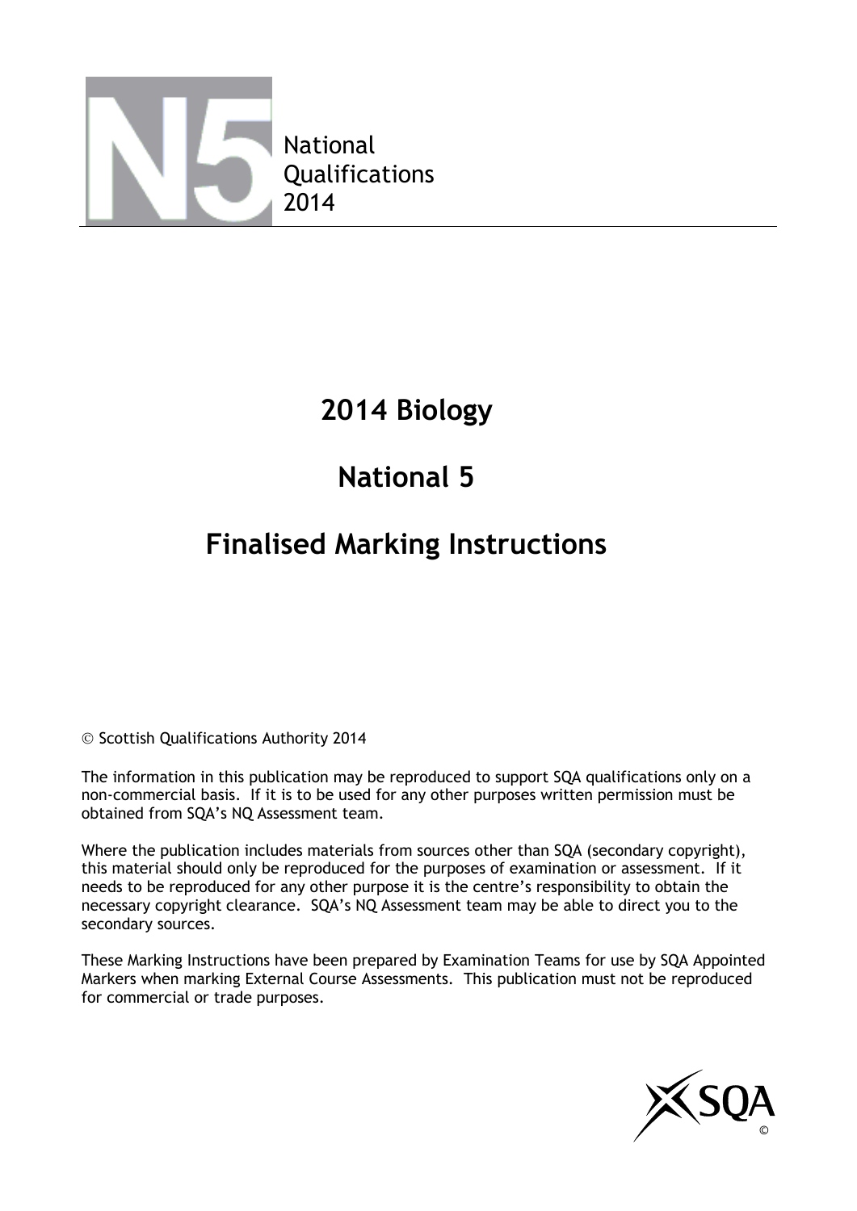National
Qualifications
2014

# 2014 Biology

# National 5

# Finalised Marking Instructions

© Scottish Qualifications Authority 2014

The information in this publication may be reproduced to support SQA qualifications only on a non-commercial basis. If it is to be used for any other purposes written permission must be obtained from SQA's NQ Assessment team.

Where the publication includes materials from sources other than SQA (secondary copyright), this material should only be reproduced for the purposes of examination or assessment. If it needs to be reproduced for any other purpose it is the centre's responsibility to obtain the necessary copyright clearance. SQA's NQ Assessment team may be able to direct you to the secondary sources.

These Marking Instructions have been prepared by Examination Teams for use by SQA Appointed Markers when marking External Course Assessments. This publication must not be reproduced for commercial or trade purposes.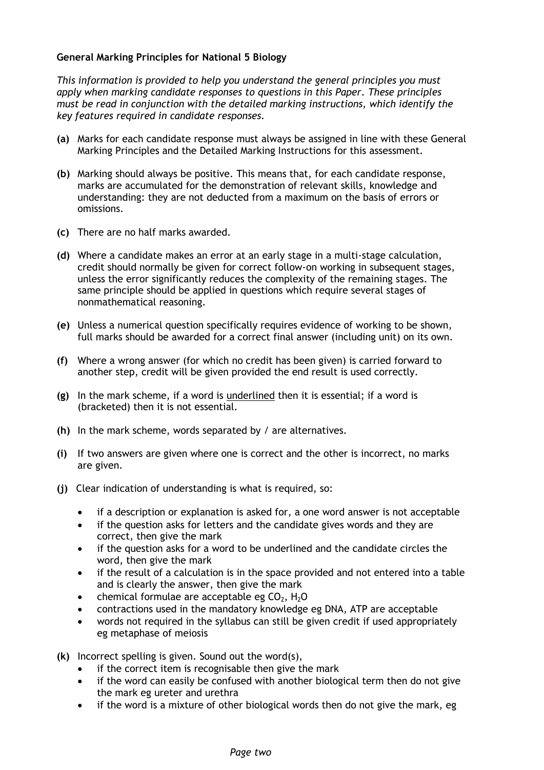**General Marking Principles for National 5 Biology**

*This information is provided to help you understand the general principles you must apply when marking candidate responses to questions in this Paper. These principles must be read in conjunction with the detailed marking instructions, which identify the key features required in candidate responses.*

**(a)** Marks for each candidate response must always be assigned in line with these General Marking Principles and the Detailed Marking Instructions for this assessment.

**(b)** Marking should always be positive. This means that, for each candidate response, marks are accumulated for the demonstration of relevant skills, knowledge and understanding: they are not deducted from a maximum on the basis of errors or omissions.

**(c)** There are no half marks awarded.

**(d)** Where a candidate makes an error at an early stage in a multi-stage calculation, credit should normally be given for correct follow-on working in subsequent stages, unless the error significantly reduces the complexity of the remaining stages. The same principle should be applied in questions which require several stages of nonmathematical reasoning.

**(e)** Unless a numerical question specifically requires evidence of working to be shown, full marks should be awarded for a correct final answer (including unit) on its own.

**(f)** Where a wrong answer (for which no credit has been given) is carried forward to another step, credit will be given provided the end result is used correctly.

**(g)** In the mark scheme, if a word is <u>underlined</u> then it is essential; if a word is (bracketed) then it is not essential.

**(h)** In the mark scheme, words separated by / are alternatives.

**(i)** If two answers are given where one is correct and the other is incorrect, no marks are given.

**(j)** Clear indication of understanding is what is required, so:

- if a description or explanation is asked for, a one word answer is not acceptable
- if the question asks for letters and the candidate gives words and they are correct, then give the mark
- if the question asks for a word to be underlined and the candidate circles the word, then give the mark
- if the result of a calculation is in the space provided and not entered into a table and is clearly the answer, then give the mark
- chemical formulae are acceptable eg $CO_2$, $H_2O$
- contractions used in the mandatory knowledge eg DNA, ATP are acceptable
- words not required in the syllabus can still be given credit if used appropriately eg metaphase of meiosis

**(k)** Incorrect spelling is given. Sound out the word(s),

- if the correct item is recognisable then give the mark
- if the word can easily be confused with another biological term then do not give the mark eg ureter and urethra
- if the word is a mixture of other biological words then do not give the mark, eg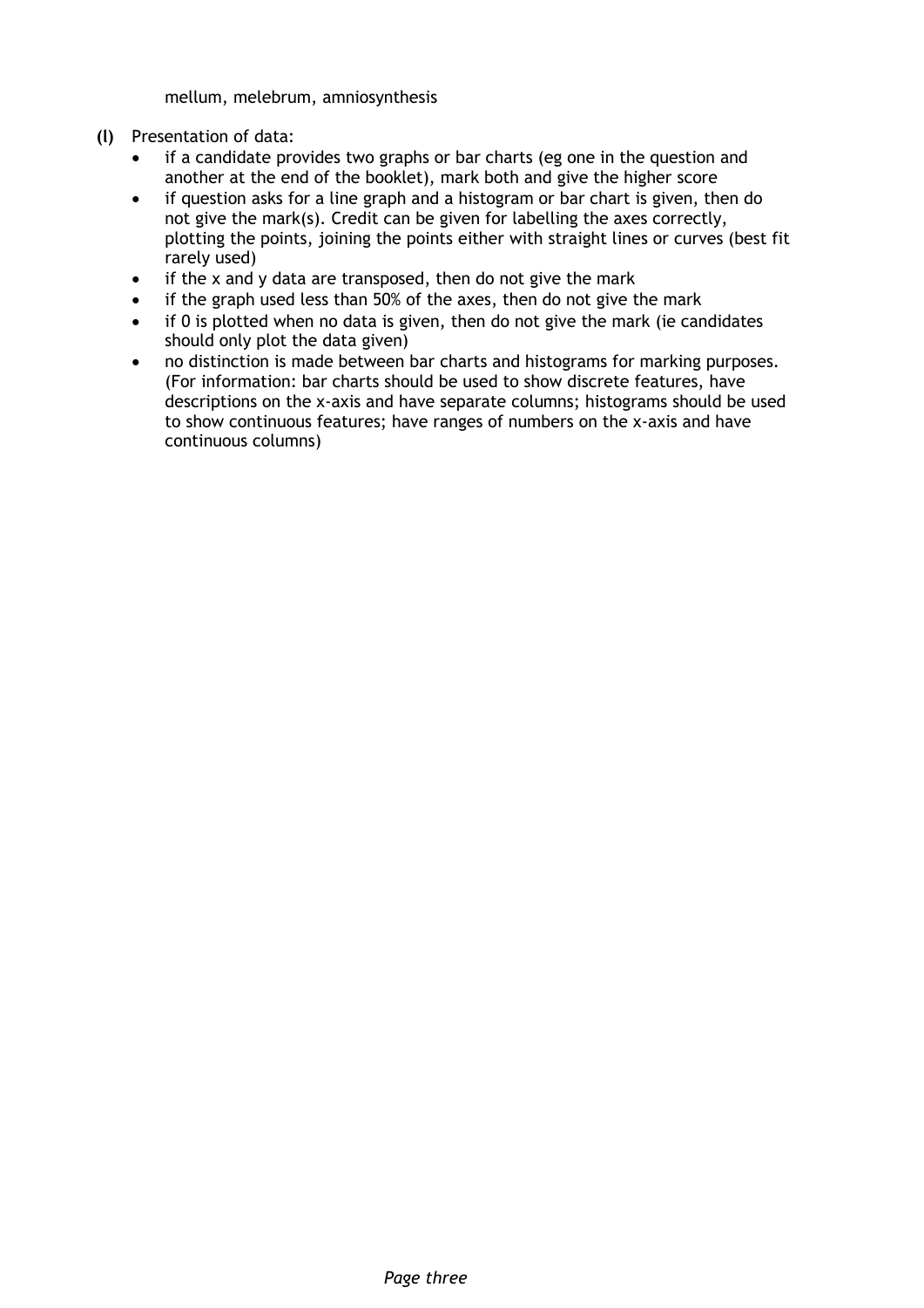mellum, melebrum, amniosynthesis

**(l)** Presentation of data:

- if a candidate provides two graphs or bar charts (eg one in the question and another at the end of the booklet), mark both and give the higher score
- if question asks for a line graph and a histogram or bar chart is given, then do not give the mark(s). Credit can be given for labelling the axes correctly, plotting the points, joining the points either with straight lines or curves (best fit rarely used)
- if the x and y data are transposed, then do not give the mark
- if the graph used less than 50% of the axes, then do not give the mark
- if 0 is plotted when no data is given, then do not give the mark (ie candidates should only plot the data given)
- no distinction is made between bar charts and histograms for marking purposes. (For information: bar charts should be used to show discrete features, have descriptions on the x-axis and have separate columns; histograms should be used to show continuous features; have ranges of numbers on the x-axis and have continuous columns)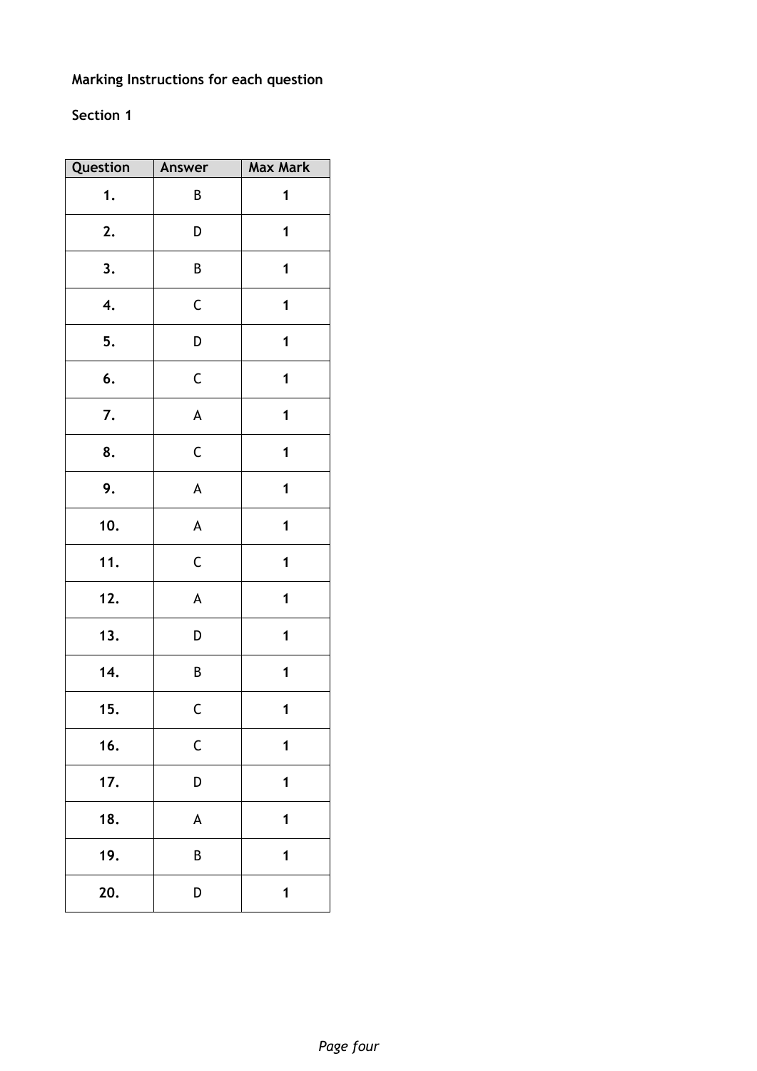**Marking Instructions for each question**

**Section 1**

| Question | Answer | Max Mark |
|---|---|---|
| **1.** | B | **1** |
| **2.** | D | **1** |
| **3.** | B | **1** |
| **4.** | C | **1** |
| **5.** | D | **1** |
| **6.** | C | **1** |
| **7.** | A | **1** |
| **8.** | C | **1** |
| **9.** | A | **1** |
| **10.** | A | **1** |
| **11.** | C | **1** |
| **12.** | A | **1** |
| **13.** | D | **1** |
| **14.** | B | **1** |
| **15.** | C | **1** |
| **16.** | C | **1** |
| **17.** | D | **1** |
| **18.** | A | **1** |
| **19.** | B | **1** |
| **20.** | D | **1** |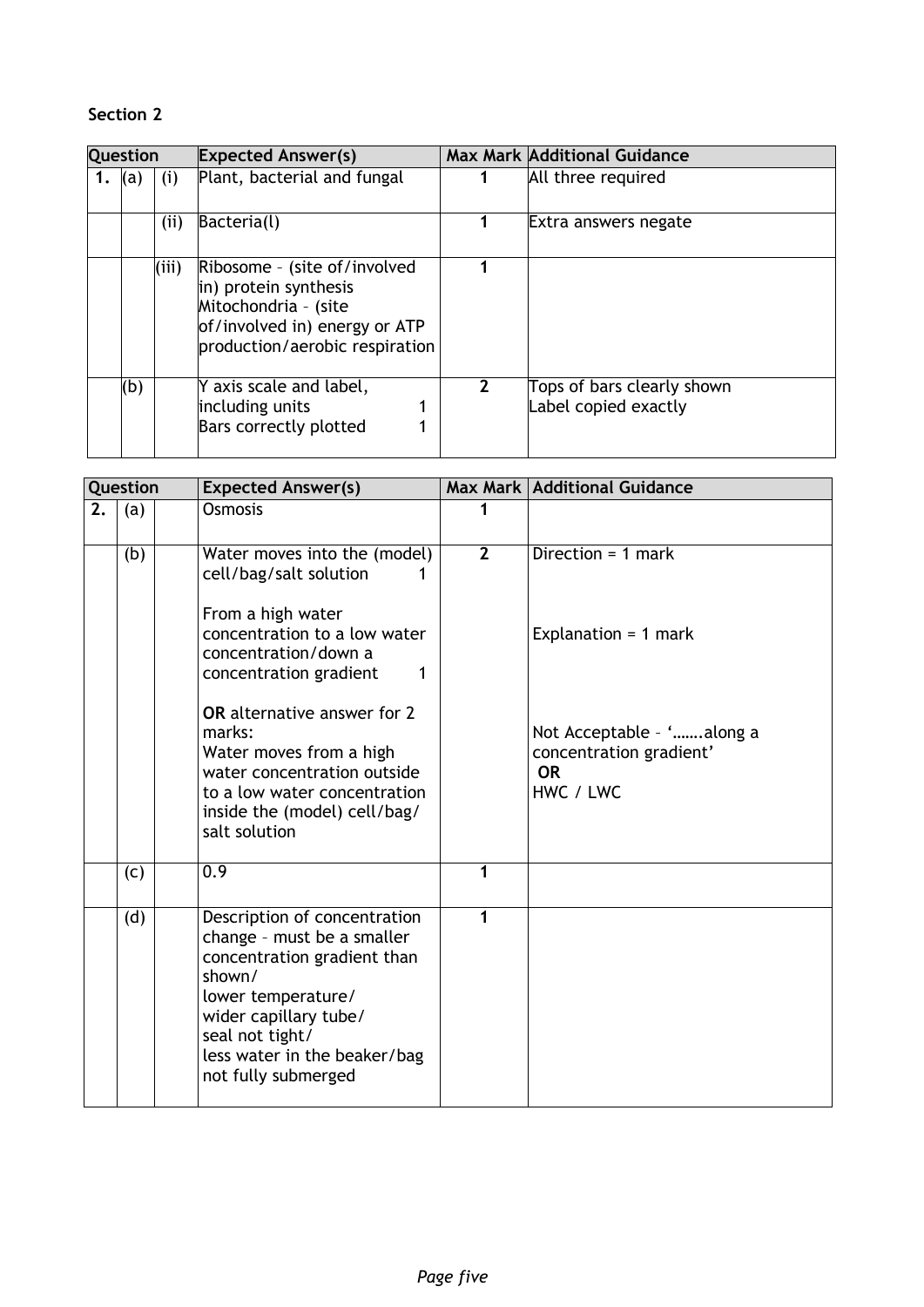## Section 2

| Question | | | Expected Answer(s) | Max Mark | Additional Guidance |
|---|---|---|---|---|---|
| 1. | (a) | (i) | Plant, bacterial and fungal | 1 | All three required |
| | | (ii) | Bacteria(l) | 1 | Extra answers negate |
| | | (iii) | Ribosome – (site of/involved in) protein synthesis<br>Mitochondria – (site of/involved in) energy or ATP production/aerobic respiration | 1 | |
| | (b) | | Y axis scale and label, including units 1<br>Bars correctly plotted 1 | 2 | Tops of bars clearly shown<br>Label copied exactly |

| Question | | | Expected Answer(s) | Max Mark | Additional Guidance |
|---|---|---|---|---|---|
| 2. | (a) | | Osmosis | 1 | |
| | (b) | | Water moves into the (model) cell/bag/salt solution 1<br><br>From a high water concentration to a low water concentration/down a concentration gradient 1<br><br>**OR** alternative answer for 2 marks:<br>Water moves from a high water concentration outside to a low water concentration inside the (model) cell/bag/salt solution | 2 | Direction = 1 mark<br><br>Explanation = 1 mark<br><br>Not Acceptable – '…….along a concentration gradient'<br>**OR**<br>HWC / LWC |
| | (c) | | 0.9 | 1 | |
| | (d) | | Description of concentration change – must be a smaller concentration gradient than shown/<br>lower temperature/<br>wider capillary tube/<br>seal not tight/<br>less water in the beaker/bag not fully submerged | 1 | |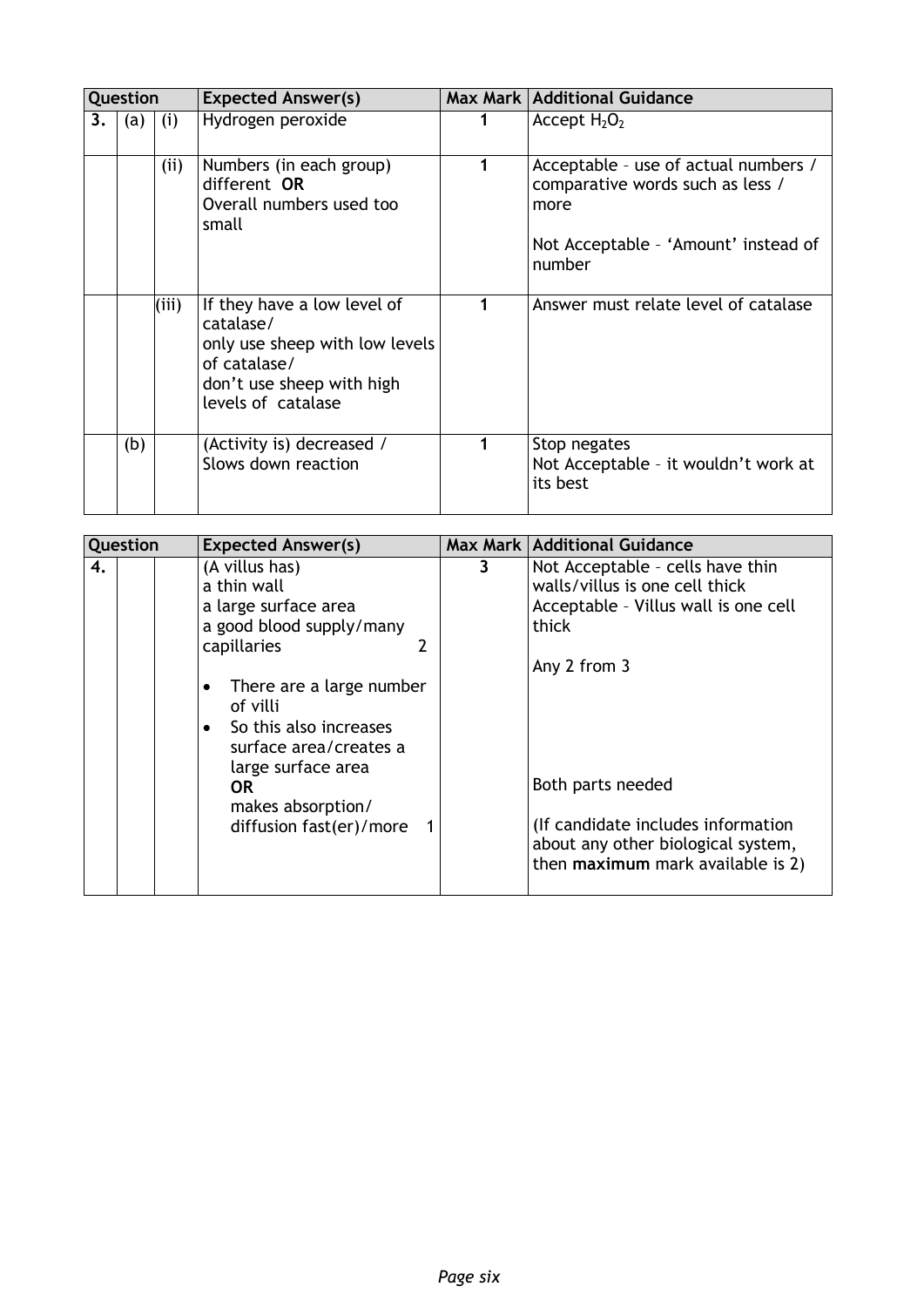| Question | | | Expected Answer(s) | Max Mark | Additional Guidance |
|---|---|---|---|---|---|
| 3. | (a) | (i) | Hydrogen peroxide | 1 | Accept $H_2O_2$ |
| | | (ii) | Numbers (in each group) different **OR** Overall numbers used too small | 1 | Acceptable – use of actual numbers / comparative words such as less / more<br><br>Not Acceptable – 'Amount' instead of number |
| | | (iii) | If they have a low level of catalase/<br>only use sheep with low levels of catalase/<br>don't use sheep with high levels of catalase | 1 | Answer must relate level of catalase |
| | (b) | | (Activity is) decreased /<br>Slows down reaction | 1 | Stop negates<br>Not Acceptable – it wouldn't work at its best |

| Question | | | Expected Answer(s) | Max Mark | Additional Guidance |
|---|---|---|---|---|---|
| 4. | | | (A villus has)<br>a thin wall<br>a large surface area<br>a good blood supply/many capillaries 2<br><br>• There are a large number of villi<br>• So this also increases surface area/creates a large surface area<br>**OR**<br>makes absorption/ diffusion fast(er)/more 1 | 3 | Not Acceptable – cells have thin walls/villus is one cell thick<br>Acceptable – Villus wall is one cell thick<br><br>Any 2 from 3<br><br>Both parts needed<br><br>(If candidate includes information about any other biological system, then **maximum** mark available is 2) |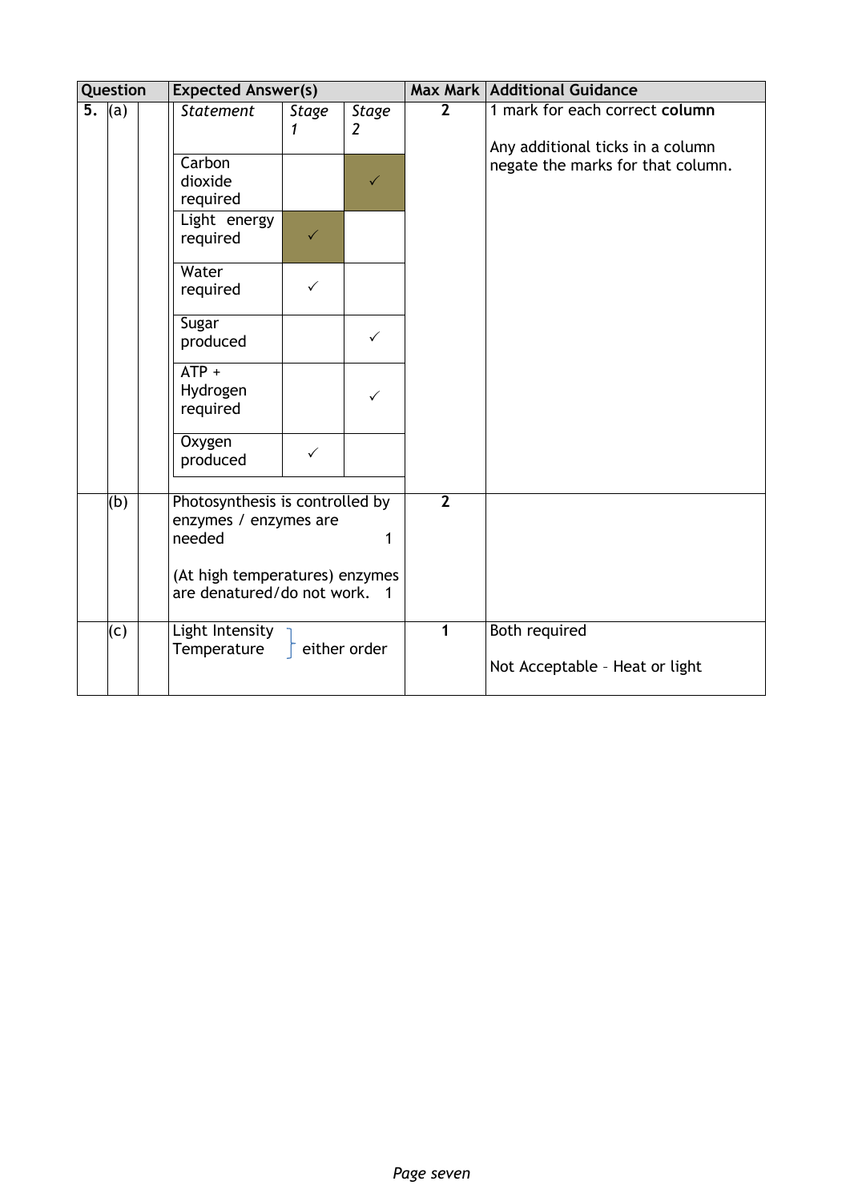| Question | | | Expected Answer(s) | | | Max Mark | Additional Guidance |
|---|---|---|---|---|---|---|---|
| 5. | (a) | | *Statement* | *Stage 1* | *Stage 2* | 2 | 1 mark for each correct **column**<br><br>Any additional ticks in a column negate the marks for that column. |
| | | | Carbon dioxide required | | ✓ | | |
| | | | Light energy required | ✓ | | | |
| | | | Water required | ✓ | | | |
| | | | Sugar produced | | ✓ | | |
| | | | ATP + Hydrogen required | | ✓ | | |
| | | | Oxygen produced | ✓ | | | |
| | (b) | | Photosynthesis is controlled by enzymes / enzymes are needed 1<br><br>(At high temperatures) enzymes are denatured/do not work. 1 | | | 2 | |
| | (c) | | Light Intensity, Temperature } either order | | | 1 | Both required<br><br>Not Acceptable – Heat or light |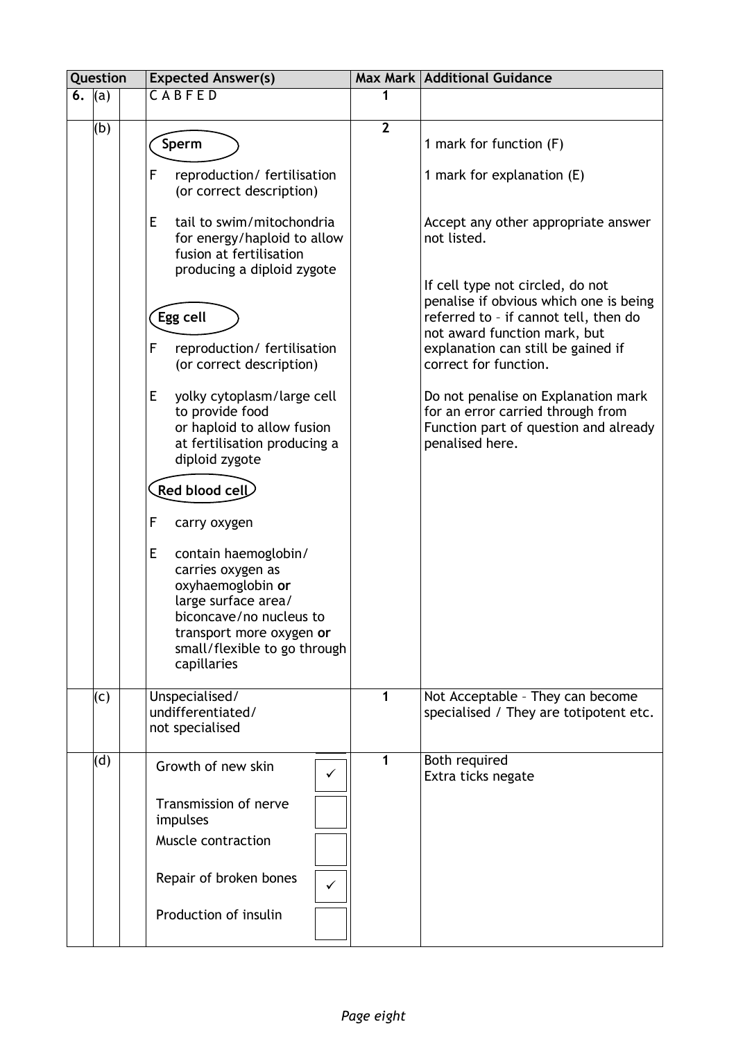| Question | | | Expected Answer(s) | Max Mark | Additional Guidance |
|---|---|---|---|---|---|
| 6. | (a) | | C A B F E D | 1 | |
| | (b) | | **Sperm**<br><br>F reproduction/ fertilisation (or correct description)<br><br>E tail to swim/mitochondria for energy/haploid to allow fusion at fertilisation producing a diploid zygote<br><br>**Egg cell**<br><br>F reproduction/ fertilisation (or correct description)<br><br>E yolky cytoplasm/large cell to provide food or haploid to allow fusion at fertilisation producing a diploid zygote<br><br>**Red blood cell**<br><br>F carry oxygen<br><br>E contain haemoglobin/ carries oxygen as oxyhaemoglobin **or** large surface area/ biconcave/no nucleus to transport more oxygen **or** small/flexible to go through capillaries | 2 | 1 mark for function (F)<br><br>1 mark for explanation (E)<br><br>Accept any other appropriate answer not listed.<br><br>If cell type not circled, do not penalise if obvious which one is being referred to – if cannot tell, then do not award function mark, but explanation can still be gained if correct for function.<br><br>Do not penalise on Explanation mark for an error carried through from Function part of question and already penalised here. |
| | (c) | | Unspecialised/ undifferentiated/ not specialised | 1 | Not Acceptable – They can become specialised / They are totipotent etc. |
| | (d) | | Growth of new skin ✓<br><br>Transmission of nerve impulses<br><br>Muscle contraction<br><br>Repair of broken bones ✓<br><br>Production of insulin | 1 | Both required<br>Extra ticks negate |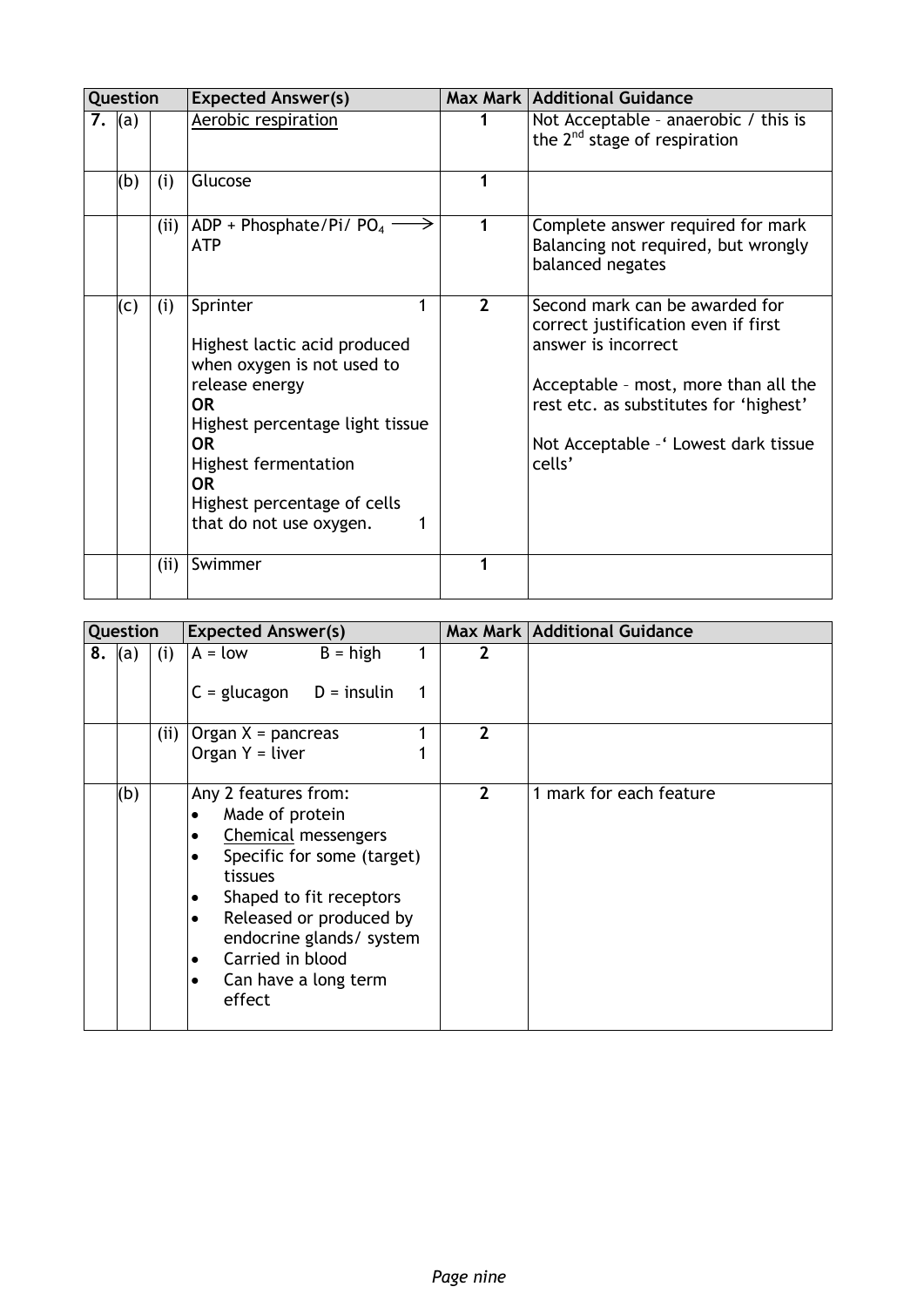| Question | | | Expected Answer(s) | Max Mark | Additional Guidance |
|---|---|---|---|---|---|
| 7. | (a) | | Aerobic respiration | 1 | Not Acceptable – anaerobic / this is the 2nd stage of respiration |
| | (b) | (i) | Glucose | 1 | |
| | | (ii) | ADP + Phosphate/Pi/ $PO_4$ $\longrightarrow$ ATP | 1 | Complete answer required for mark<br>Balancing not required, but wrongly balanced negates |
| | (c) | (i) | Sprinter 1<br><br>Highest lactic acid produced when oxygen is not used to release energy<br>**OR**<br>Highest percentage light tissue<br>**OR**<br>Highest fermentation<br>**OR**<br>Highest percentage of cells that do not use oxygen. 1 | 2 | Second mark can be awarded for correct justification even if first answer is incorrect<br><br>Acceptable – most, more than all the rest etc. as substitutes for 'highest'<br><br>Not Acceptable –' Lowest dark tissue cells' |
| | | (ii) | Swimmer | 1 | |

| Question | | | Expected Answer(s) | Max Mark | Additional Guidance |
|---|---|---|---|---|---|
| 8. | (a) | (i) | A = low B = high 1<br><br>C = glucagon D = insulin 1 | 2 | |
| | | (ii) | Organ X = pancreas 1<br>Organ Y = liver 1 | 2 | |
| | (b) | | Any 2 features from:<br>• Made of protein<br>• Chemical messengers<br>• Specific for some (target) tissues<br>• Shaped to fit receptors<br>• Released or produced by endocrine glands/ system<br>• Carried in blood<br>• Can have a long term effect | 2 | 1 mark for each feature |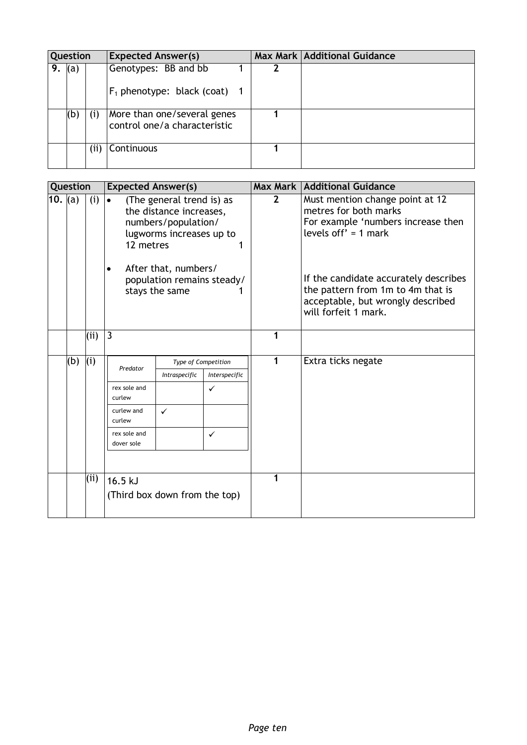| Question | | | Expected Answer(s) | Max Mark | Additional Guidance |
|---|---|---|---|---|---|
| 9. | (a) | | Genotypes: BB and bb 1<br><br>$F_1$ phenotype: black (coat) 1 | 2 | |
| | (b) | (i) | More than one/several genes control one/a characteristic | 1 | |
| | | (ii) | Continuous | 1 | |

| Question | | | Expected Answer(s) | Max Mark | Additional Guidance |
|---|---|---|---|---|---|
| 10. | (a) | (i) | • (The general trend is) as the distance increases, numbers/population/ lugworms increases up to 12 metres 1<br><br>• After that, numbers/ population remains steady/ stays the same 1 | 2 | Must mention change point at 12 metres for both marks<br>For example 'numbers increase then levels off' = 1 mark<br><br>If the candidate accurately describes the pattern from 1m to 4m that is acceptable, but wrongly described will forfeit 1 mark. |
| | | (ii) | 3 | 1 | |
| | (b) | (i) | *(see table below)* | 1 | Extra ticks negate |
| | | (ii) | 16.5 kJ<br>(Third box down from the top) | 1 | |

Table for 10 (b)(i):

| *Predator* | *Type of Competition* | |
|---|---|---|
| | *Intraspecific* | *Interspecific* |
| rex sole and curlew | | ✓ |
| curlew and curlew | ✓ | |
| rex sole and dover sole | | ✓ |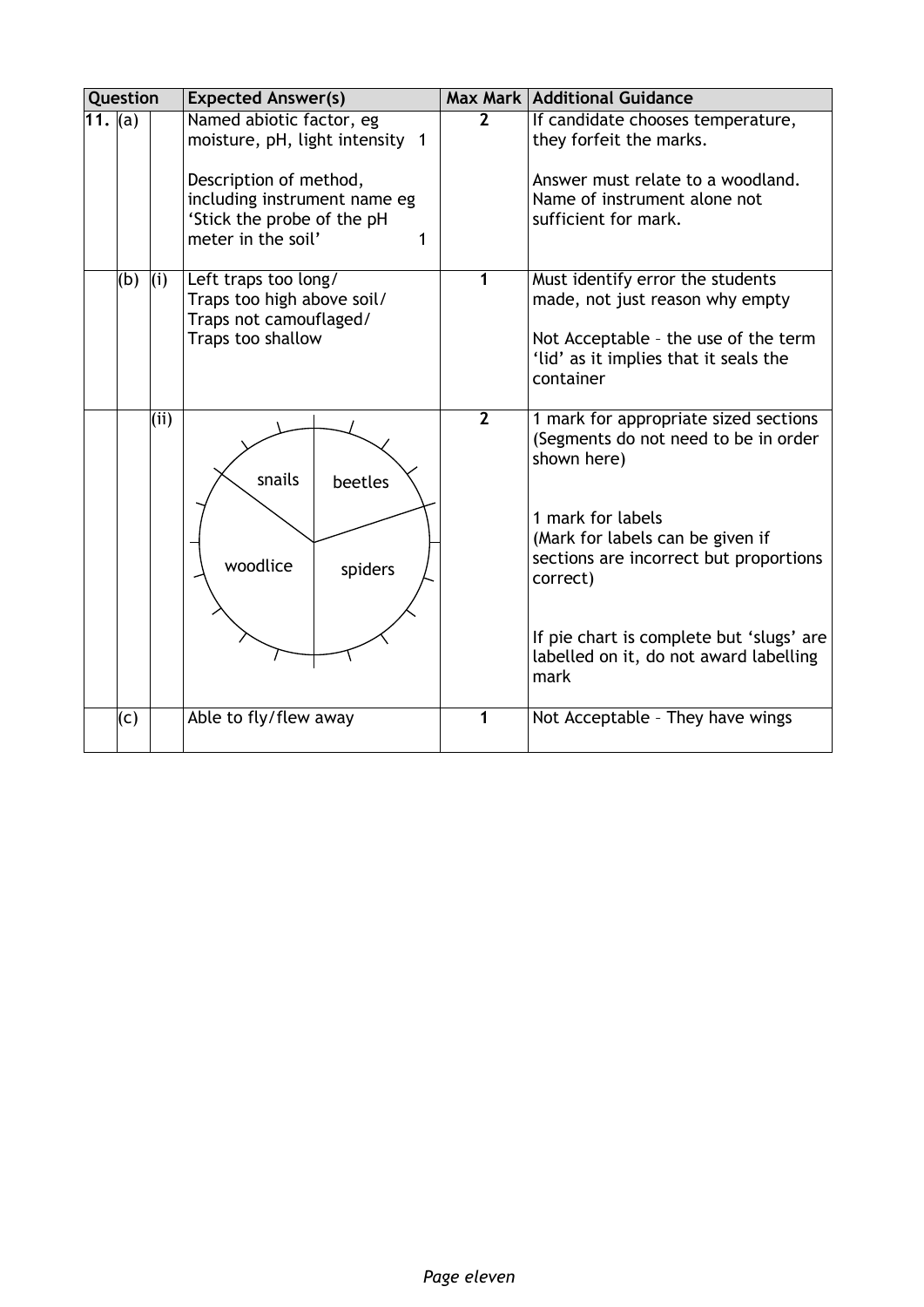| Question | | | Expected Answer(s) | Max Mark | Additional Guidance |
|---|---|---|---|---|---|
| 11. | (a) | | Named abiotic factor, eg moisture, pH, light intensity 1<br><br>Description of method, including instrument name eg 'Stick the probe of the pH meter in the soil' 1 | 2 | If candidate chooses temperature, they forfeit the marks.<br><br>Answer must relate to a woodland. Name of instrument alone not sufficient for mark. |
| | (b) | (i) | Left traps too long/<br>Traps too high above soil/<br>Traps not camouflaged/<br>Traps too shallow | 1 | Must identify error the students made, not just reason why empty<br><br>Not Acceptable – the use of the term 'lid' as it implies that it seals the container |
| | | (ii) | Pie chart with sections labelled: snails, beetles, woodlice, spiders | 2 | 1 mark for appropriate sized sections (Segments do not need to be in order shown here)<br><br>1 mark for labels (Mark for labels can be given if sections are incorrect but proportions correct)<br><br>If pie chart is complete but 'slugs' are labelled on it, do not award labelling mark |
| | (c) | | Able to fly/flew away | 1 | Not Acceptable – They have wings |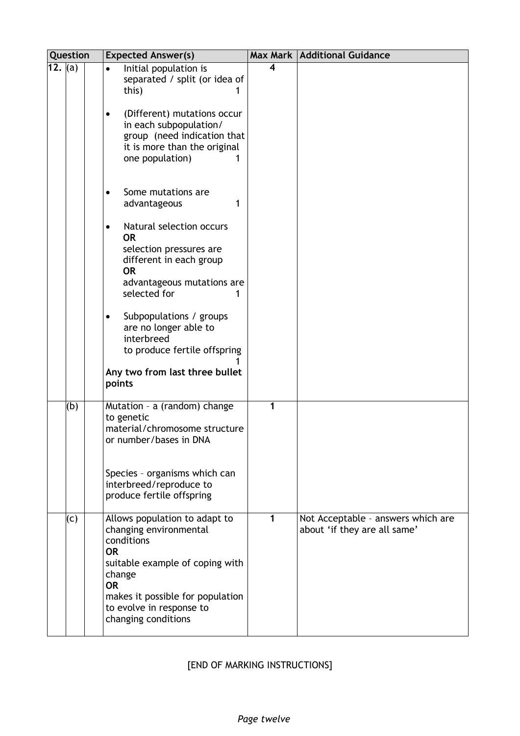| Question | | | Expected Answer(s) | Max Mark | Additional Guidance |
|---|---|---|---|---|---|
| 12. | (a) | | • Initial population is separated / split (or idea of this) 1<br><br>• (Different) mutations occur in each subpopulation/ group (need indication that it is more than the original one population) 1<br><br>• Some mutations are advantageous 1<br><br>• Natural selection occurs **OR** selection pressures are different in each group **OR** advantageous mutations are selected for 1<br><br>• Subpopulations / groups are no longer able to interbreed to produce fertile offspring 1<br><br>**Any two from last three bullet points** | 4 | |
| | (b) | | Mutation – a (random) change to genetic material/chromosome structure or number/bases in DNA<br><br>Species – organisms which can interbreed/reproduce to produce fertile offspring | 1 | |
| | (c) | | Allows population to adapt to changing environmental conditions<br>**OR**<br>suitable example of coping with change<br>**OR**<br>makes it possible for population to evolve in response to changing conditions | 1 | Not Acceptable – answers which are about 'if they are all same' |

[END OF MARKING INSTRUCTIONS]